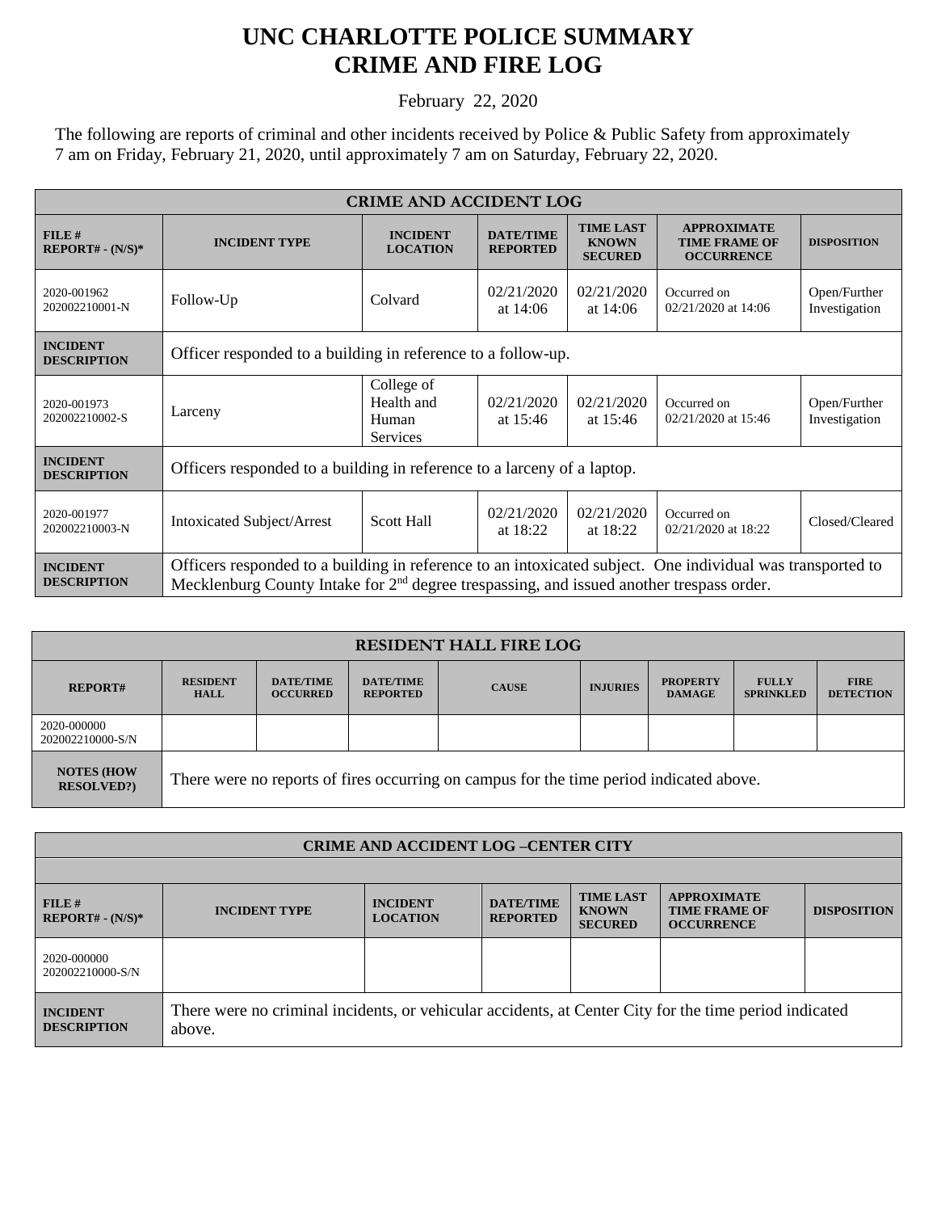# UNC CHARLOTTE POLICE SUMMARY
# CRIME AND FIRE LOG

February 22, 2020

The following are reports of criminal and other incidents received by Police & Public Safety from approximately 7 am on Friday, February 21, 2020, until approximately 7 am on Saturday, February 22, 2020.

| CRIME AND ACCIDENT LOG | | | | | | |
|---|---|---|---|---|---|---|
| **FILE # REPORT# - (N/S)*** | **INCIDENT TYPE** | **INCIDENT LOCATION** | **DATE/TIME REPORTED** | **TIME LAST KNOWN SECURED** | **APPROXIMATE TIME FRAME OF OCCURRENCE** | **DISPOSITION** |
| 2020-001962 202002210001-N | Follow-Up | Colvard | 02/21/2020 at 14:06 | 02/21/2020 at 14:06 | Occurred on 02/21/2020 at 14:06 | Open/Further Investigation |
| **INCIDENT DESCRIPTION** | Officer responded to a building in reference to a follow-up. | | | | | |
| 2020-001973 202002210002-S | Larceny | College of Health and Human Services | 02/21/2020 at 15:46 | 02/21/2020 at 15:46 | Occurred on 02/21/2020 at 15:46 | Open/Further Investigation |
| **INCIDENT DESCRIPTION** | Officers responded to a building in reference to a larceny of a laptop. | | | | | |
| 2020-001977 202002210003-N | Intoxicated Subject/Arrest | Scott Hall | 02/21/2020 at 18:22 | 02/21/2020 at 18:22 | Occurred on 02/21/2020 at 18:22 | Closed/Cleared |
| **INCIDENT DESCRIPTION** | Officers responded to a building in reference to an intoxicated subject. One individual was transported to Mecklenburg County Intake for 2nd degree trespassing, and issued another trespass order. | | | | | |

| RESIDENT HALL FIRE LOG | | | | | | | | |
|---|---|---|---|---|---|---|---|---|
| **REPORT#** | **RESIDENT HALL** | **DATE/TIME OCCURRED** | **DATE/TIME REPORTED** | **CAUSE** | **INJURIES** | **PROPERTY DAMAGE** | **FULLY SPRINKLED** | **FIRE DETECTION** |
| 2020-000000 202002210000-S/N | | | | | | | | |
| **NOTES (HOW RESOLVED?)** | There were no reports of fires occurring on campus for the time period indicated above. | | | | | | | |

| CRIME AND ACCIDENT LOG –CENTER CITY | | | | | | |
|---|---|---|---|---|---|---|
| **FILE # REPORT# - (N/S)*** | **INCIDENT TYPE** | **INCIDENT LOCATION** | **DATE/TIME REPORTED** | **TIME LAST KNOWN SECURED** | **APPROXIMATE TIME FRAME OF OCCURRENCE** | **DISPOSITION** |
| 2020-000000 202002210000-S/N | | | | | | |
| **INCIDENT DESCRIPTION** | There were no criminal incidents, or vehicular accidents, at Center City for the time period indicated above. | | | | | |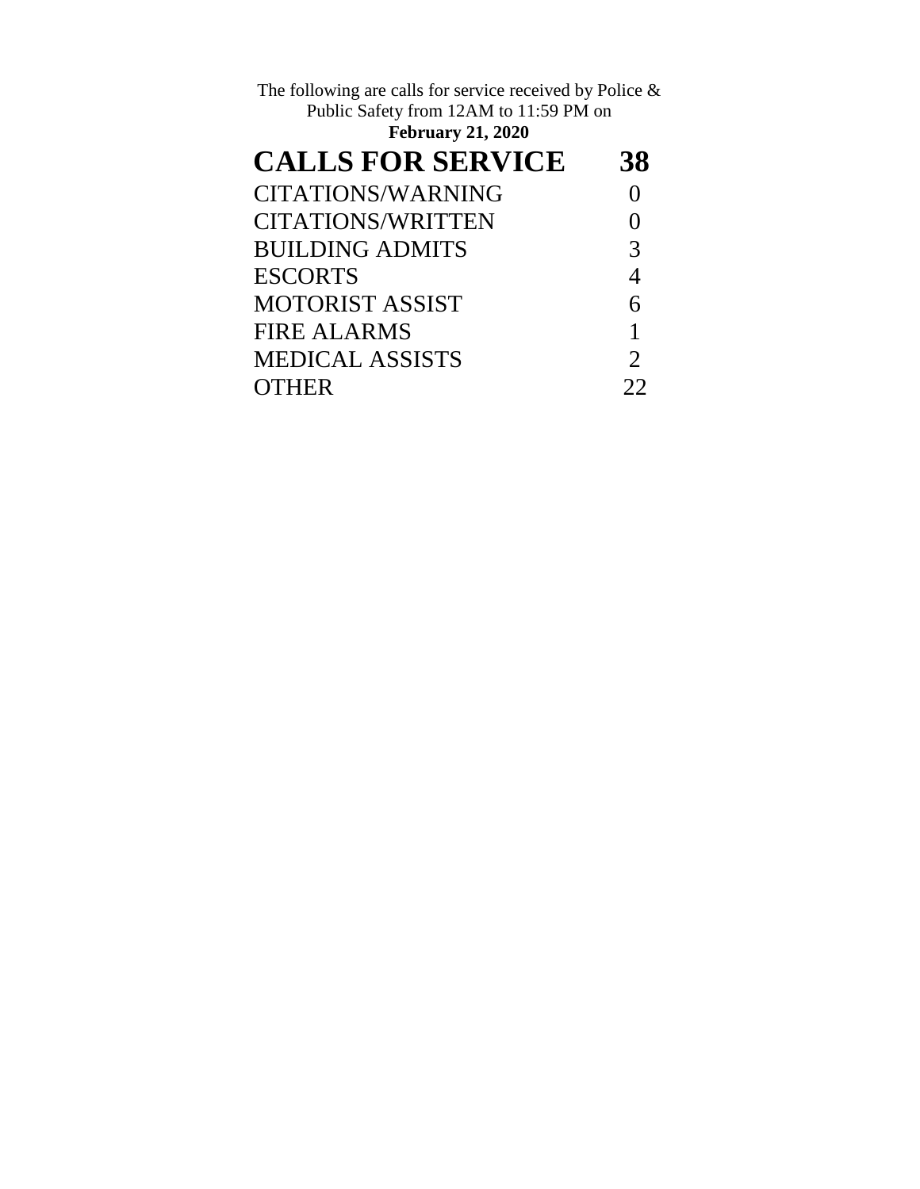The following are calls for service received by Police & Public Safety from 12AM to 11:59 PM on

**February 21, 2020**

| | |
|---|---|
| **CALLS FOR SERVICE** | **38** |
| CITATIONS/WARNING | 0 |
| CITATIONS/WRITTEN | 0 |
| BUILDING ADMITS | 3 |
| ESCORTS | 4 |
| MOTORIST ASSIST | 6 |
| FIRE ALARMS | 1 |
| MEDICAL ASSISTS | 2 |
| OTHER | 22 |